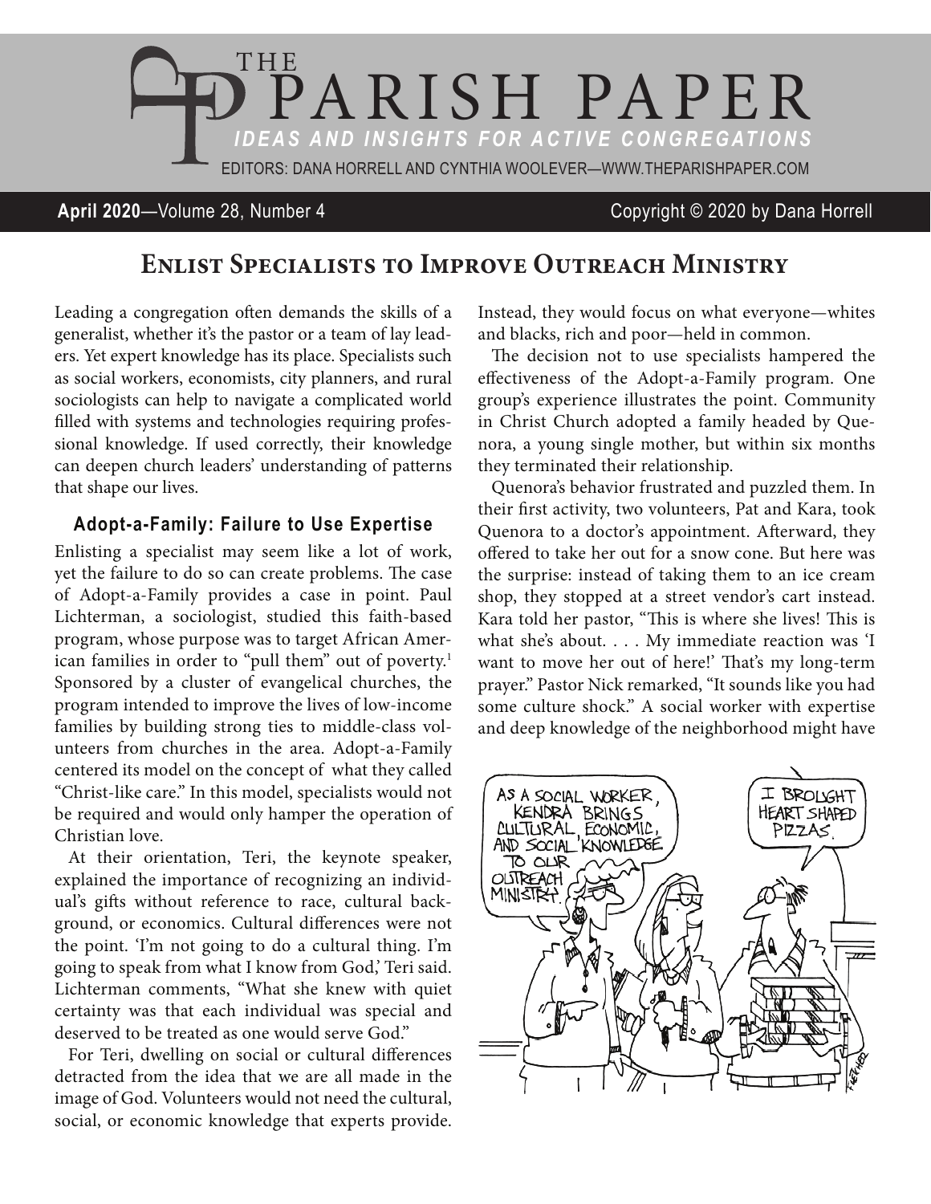# The Parish Paper

*Ideas and Insights for Active Congregations*

Editors: Dana Horrell and Cynthia Woolever—www.theparishpaper.com

**April 2020**—Volume 28, Number 4 Copyright © 2020 by Dana Horrell

## Enlist Specialists to Improve Outreach Ministry

Leading a congregation often demands the skills of a generalist, whether it's the pastor or a team of lay leaders. Yet expert knowledge has its place. Specialists such as social workers, economists, city planners, and rural sociologists can help to navigate a complicated world filled with systems and technologies requiring professional knowledge. If used correctly, their knowledge can deepen church leaders' understanding of patterns that shape our lives.

### Adopt-a-Family: Failure to Use Expertise

Enlisting a specialist may seem like a lot of work, yet the failure to do so can create problems. The case of Adopt-a-Family provides a case in point. Paul Lichterman, a sociologist, studied this faith-based program, whose purpose was to target African American families in order to "pull them" out of poverty.[1] Sponsored by a cluster of evangelical churches, the program intended to improve the lives of low-income families by building strong ties to middle-class volunteers from churches in the area. Adopt-a-Family centered its model on the concept of what they called "Christ-like care." In this model, specialists would not be required and would only hamper the operation of Christian love.

At their orientation, Teri, the keynote speaker, explained the importance of recognizing an individual's gifts without reference to race, cultural background, or economics. Cultural differences were not the point. 'I'm not going to do a cultural thing. I'm going to speak from what I know from God,' Teri said. Lichterman comments, "What she knew with quiet certainty was that each individual was special and deserved to be treated as one would serve God."

For Teri, dwelling on social or cultural differences detracted from the idea that we are all made in the image of God. Volunteers would not need the cultural, social, or economic knowledge that experts provide. Instead, they would focus on what everyone—whites and blacks, rich and poor—held in common.

The decision not to use specialists hampered the effectiveness of the Adopt-a-Family program. One group's experience illustrates the point. Community in Christ Church adopted a family headed by Quenora, a young single mother, but within six months they terminated their relationship.

Quenora's behavior frustrated and puzzled them. In their first activity, two volunteers, Pat and Kara, took Quenora to a doctor's appointment. Afterward, they offered to take her out for a snow cone. But here was the surprise: instead of taking them to an ice cream shop, they stopped at a street vendor's cart instead. Kara told her pastor, "This is where she lives! This is what she's about. . . . My immediate reaction was 'I want to move her out of here!' That's my long-term prayer." Pastor Nick remarked, "It sounds like you had some culture shock." A social worker with expertise and deep knowledge of the neighborhood might have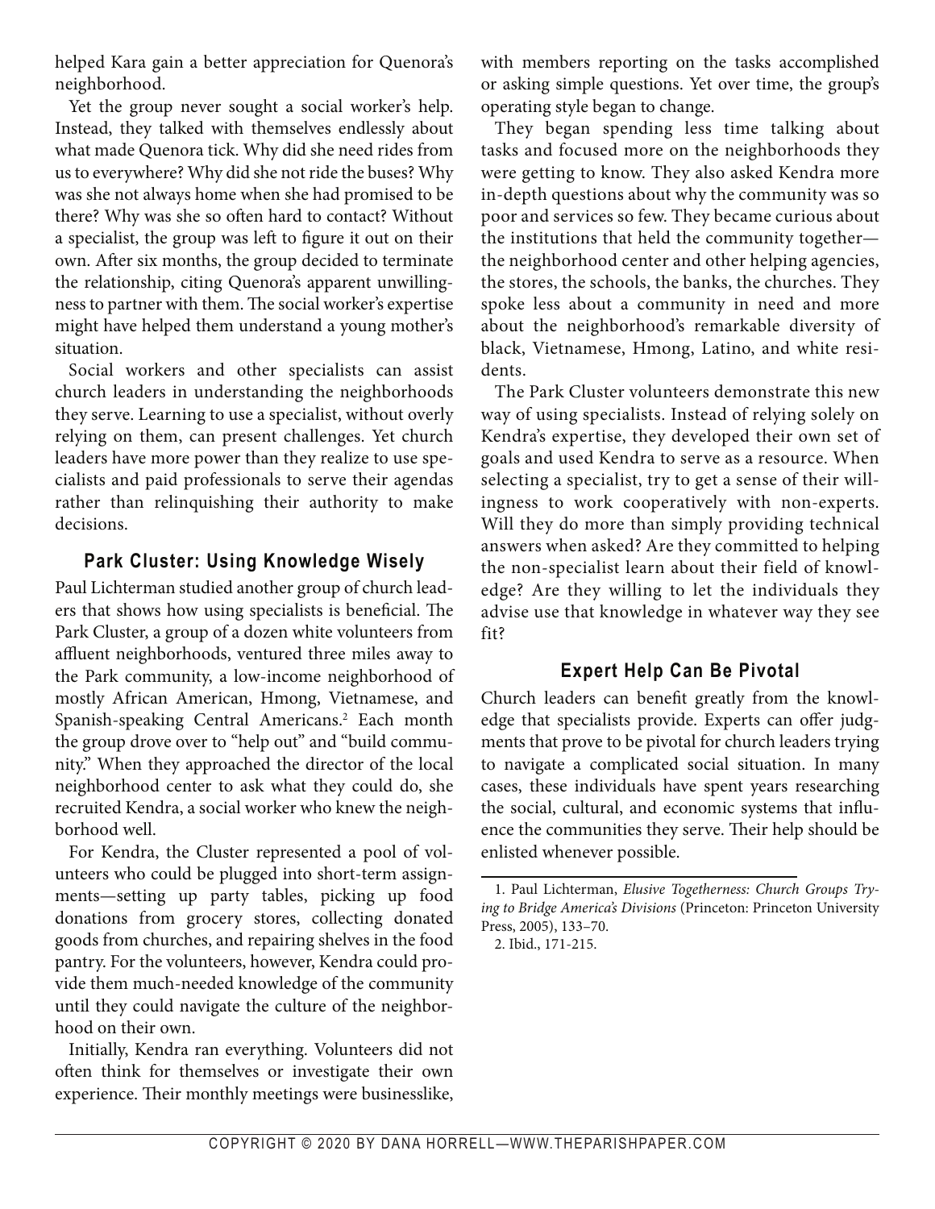helped Kara gain a better appreciation for Quenora's neighborhood.

Yet the group never sought a social worker's help. Instead, they talked with themselves endlessly about what made Quenora tick. Why did she need rides from us to everywhere? Why did she not ride the buses? Why was she not always home when she had promised to be there? Why was she so often hard to contact? Without a specialist, the group was left to figure it out on their own. After six months, the group decided to terminate the relationship, citing Quenora's apparent unwillingness to partner with them. The social worker's expertise might have helped them understand a young mother's situation.

Social workers and other specialists can assist church leaders in understanding the neighborhoods they serve. Learning to use a specialist, without overly relying on them, can present challenges. Yet church leaders have more power than they realize to use specialists and paid professionals to serve their agendas rather than relinquishing their authority to make decisions.

## Park Cluster: Using Knowledge Wisely

Paul Lichterman studied another group of church leaders that shows how using specialists is beneficial. The Park Cluster, a group of a dozen white volunteers from affluent neighborhoods, ventured three miles away to the Park community, a low-income neighborhood of mostly African American, Hmong, Vietnamese, and Spanish-speaking Central Americans.[2] Each month the group drove over to "help out" and "build community." When they approached the director of the local neighborhood center to ask what they could do, she recruited Kendra, a social worker who knew the neighborhood well.

For Kendra, the Cluster represented a pool of volunteers who could be plugged into short-term assignments—setting up party tables, picking up food donations from grocery stores, collecting donated goods from churches, and repairing shelves in the food pantry. For the volunteers, however, Kendra could provide them much-needed knowledge of the community until they could navigate the culture of the neighborhood on their own.

Initially, Kendra ran everything. Volunteers did not often think for themselves or investigate their own experience. Their monthly meetings were businesslike, with members reporting on the tasks accomplished or asking simple questions. Yet over time, the group's operating style began to change.

They began spending less time talking about tasks and focused more on the neighborhoods they were getting to know. They also asked Kendra more in-depth questions about why the community was so poor and services so few. They became curious about the institutions that held the community together—the neighborhood center and other helping agencies, the stores, the schools, the banks, the churches. They spoke less about a community in need and more about the neighborhood's remarkable diversity of black, Vietnamese, Hmong, Latino, and white residents.

The Park Cluster volunteers demonstrate this new way of using specialists. Instead of relying solely on Kendra's expertise, they developed their own set of goals and used Kendra to serve as a resource. When selecting a specialist, try to get a sense of their willingness to work cooperatively with non-experts. Will they do more than simply providing technical answers when asked? Are they committed to helping the non-specialist learn about their field of knowledge? Are they willing to let the individuals they advise use that knowledge in whatever way they see fit?

## Expert Help Can Be Pivotal

Church leaders can benefit greatly from the knowledge that specialists provide. Experts can offer judgments that prove to be pivotal for church leaders trying to navigate a complicated social situation. In many cases, these individuals have spent years researching the social, cultural, and economic systems that influence the communities they serve. Their help should be enlisted whenever possible.

---

1. Paul Lichterman, *Elusive Togetherness: Church Groups Trying to Bridge America's Divisions* (Princeton: Princeton University Press, 2005), 133–70.

2. Ibid., 171-215.